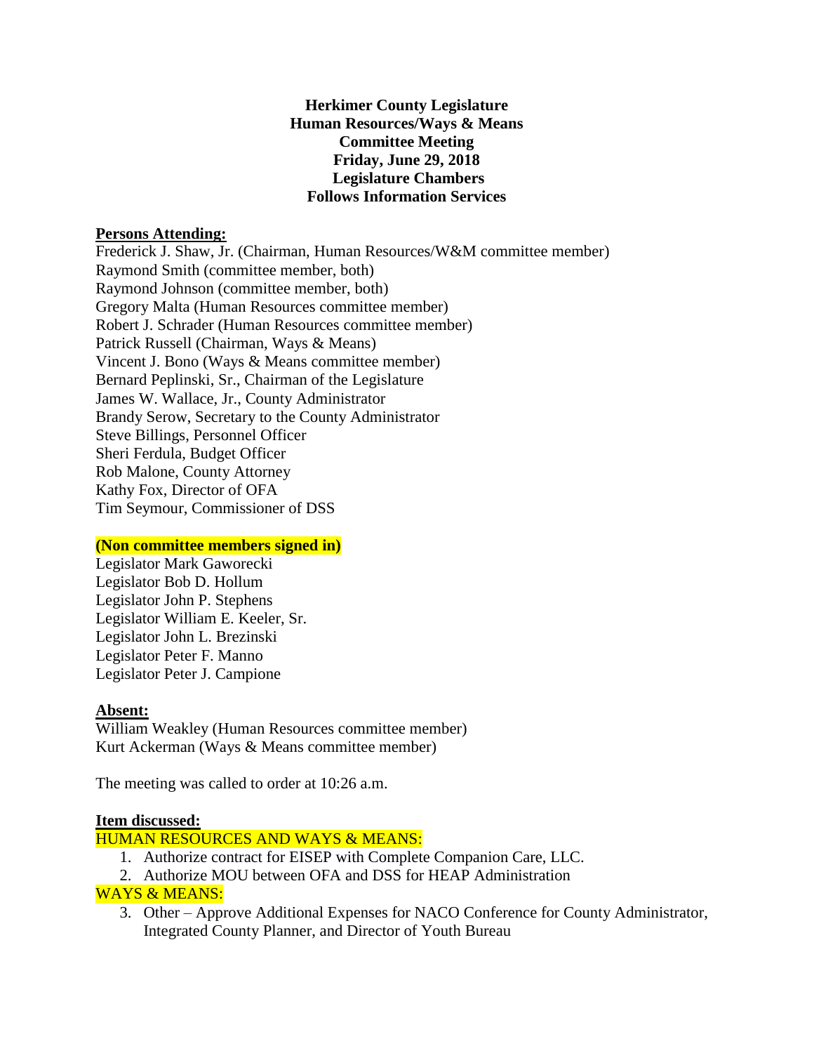**Herkimer County Legislature**
**Human Resources/Ways & Means**
**Committee Meeting**
**Friday, June 29, 2018**
**Legislature Chambers**
**Follows Information Services**

**Persons Attending:**

Frederick J. Shaw, Jr. (Chairman, Human Resources/W&M committee member)
Raymond Smith (committee member, both)
Raymond Johnson (committee member, both)
Gregory Malta (Human Resources committee member)
Robert J. Schrader (Human Resources committee member)
Patrick Russell (Chairman, Ways & Means)
Vincent J. Bono (Ways & Means committee member)
Bernard Peplinski, Sr., Chairman of the Legislature
James W. Wallace, Jr., County Administrator
Brandy Serow, Secretary to the County Administrator
Steve Billings, Personnel Officer
Sheri Ferdula, Budget Officer
Rob Malone, County Attorney
Kathy Fox, Director of OFA
Tim Seymour, Commissioner of DSS

**(Non committee members signed in)**

Legislator Mark Gaworecki
Legislator Bob D. Hollum
Legislator John P. Stephens
Legislator William E. Keeler, Sr.
Legislator John L. Brezinski
Legislator Peter F. Manno
Legislator Peter J. Campione

**Absent:**

William Weakley (Human Resources committee member)
Kurt Ackerman (Ways & Means committee member)

The meeting was called to order at 10:26 a.m.

**Item discussed:**

HUMAN RESOURCES AND WAYS & MEANS:

1. Authorize contract for EISEP with Complete Companion Care, LLC.
2. Authorize MOU between OFA and DSS for HEAP Administration

WAYS & MEANS:

3. Other – Approve Additional Expenses for NACO Conference for County Administrator, Integrated County Planner, and Director of Youth Bureau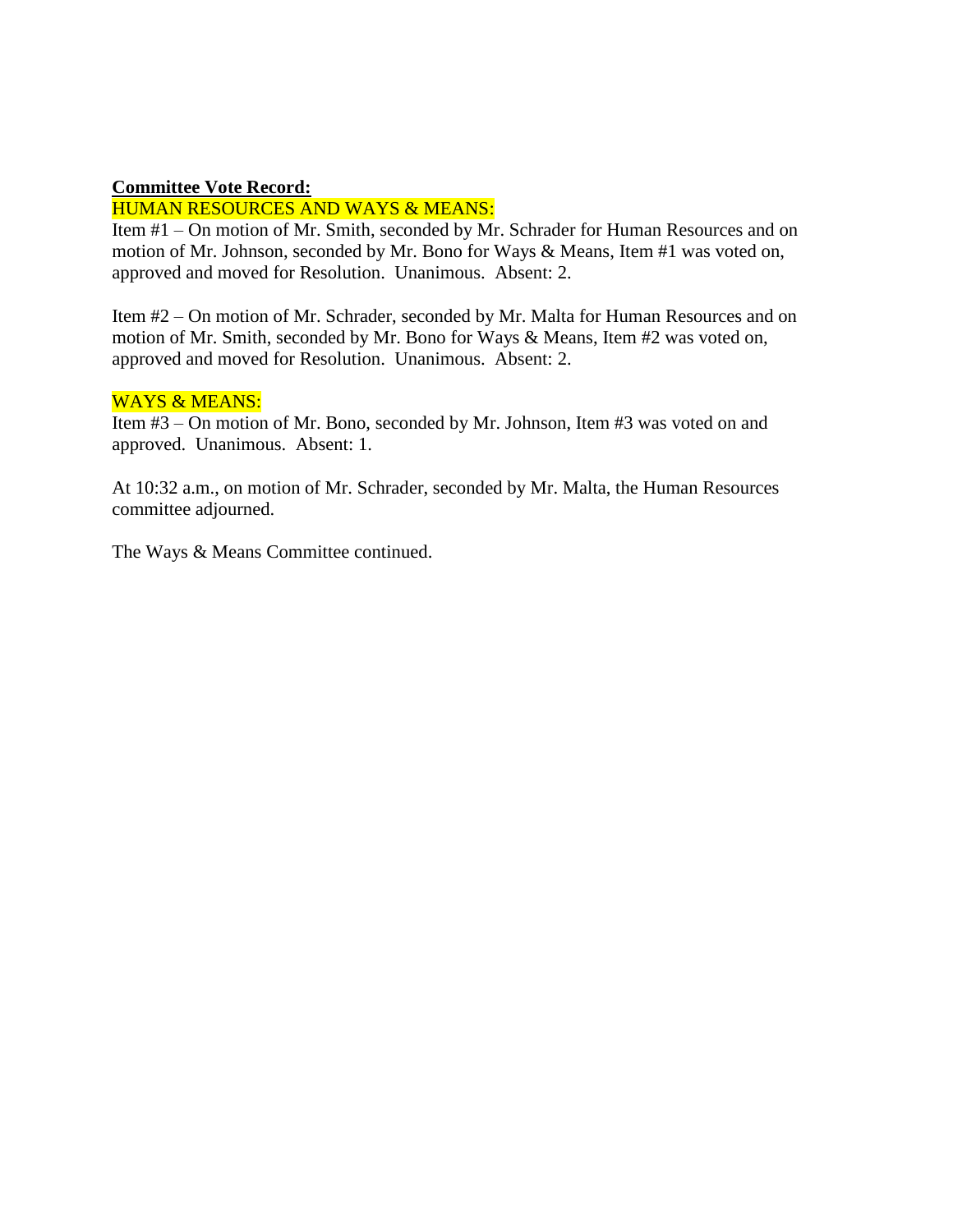**Committee Vote Record:**

HUMAN RESOURCES AND WAYS & MEANS:

Item #1 – On motion of Mr. Smith, seconded by Mr. Schrader for Human Resources and on motion of Mr. Johnson, seconded by Mr. Bono for Ways & Means, Item #1 was voted on, approved and moved for Resolution. Unanimous. Absent: 2.

Item #2 – On motion of Mr. Schrader, seconded by Mr. Malta for Human Resources and on motion of Mr. Smith, seconded by Mr. Bono for Ways & Means, Item #2 was voted on, approved and moved for Resolution. Unanimous. Absent: 2.

WAYS & MEANS:

Item #3 – On motion of Mr. Bono, seconded by Mr. Johnson, Item #3 was voted on and approved. Unanimous. Absent: 1.

At 10:32 a.m., on motion of Mr. Schrader, seconded by Mr. Malta, the Human Resources committee adjourned.

The Ways & Means Committee continued.